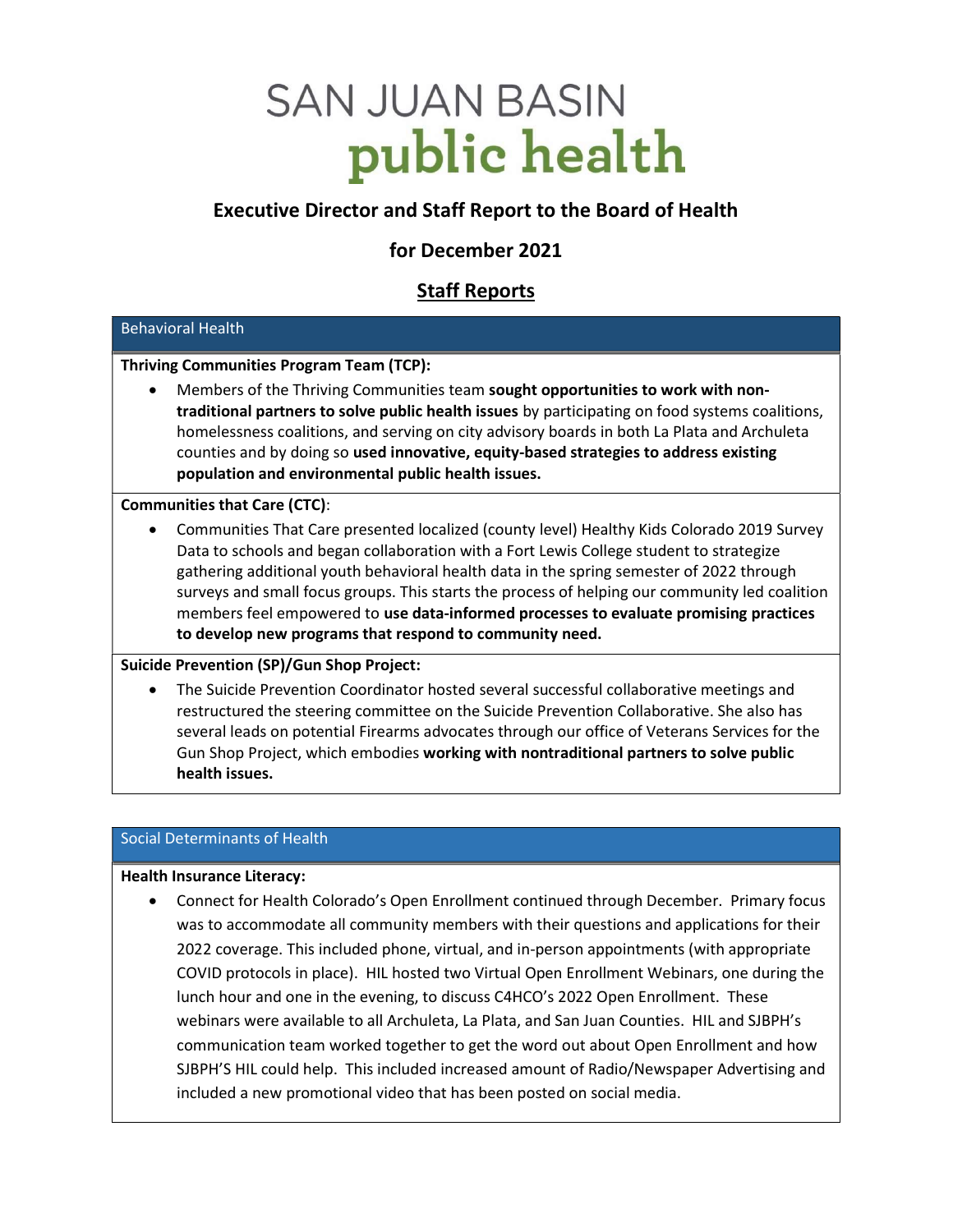# SAN JUAN BASIN public health

## Executive Director and Staff Report to the Board of Health

## for December 2021

## Staff Reports

### Behavioral Health

**Thriving Communities Program Team (TCP):**

- Members of the Thriving Communities team **sought opportunities to work with non-traditional partners to solve public health issues** by participating on food systems coalitions, homelessness coalitions, and serving on city advisory boards in both La Plata and Archuleta counties and by doing so **used innovative, equity-based strategies to address existing population and environmental public health issues.**

**Communities that Care (CTC)**:

- Communities That Care presented localized (county level) Healthy Kids Colorado 2019 Survey Data to schools and began collaboration with a Fort Lewis College student to strategize gathering additional youth behavioral health data in the spring semester of 2022 through surveys and small focus groups. This starts the process of helping our community led coalition members feel empowered to **use data-informed processes to evaluate promising practices to develop new programs that respond to community need.**

**Suicide Prevention (SP)/Gun Shop Project:**

- The Suicide Prevention Coordinator hosted several successful collaborative meetings and restructured the steering committee on the Suicide Prevention Collaborative. She also has several leads on potential Firearms advocates through our office of Veterans Services for the Gun Shop Project, which embodies **working with nontraditional partners to solve public health issues.**

### Social Determinants of Health

**Health Insurance Literacy:**

- Connect for Health Colorado's Open Enrollment continued through December. Primary focus was to accommodate all community members with their questions and applications for their 2022 coverage. This included phone, virtual, and in-person appointments (with appropriate COVID protocols in place). HIL hosted two Virtual Open Enrollment Webinars, one during the lunch hour and one in the evening, to discuss C4HCO's 2022 Open Enrollment. These webinars were available to all Archuleta, La Plata, and San Juan Counties. HIL and SJBPH's communication team worked together to get the word out about Open Enrollment and how SJBPH'S HIL could help. This included increased amount of Radio/Newspaper Advertising and included a new promotional video that has been posted on social media.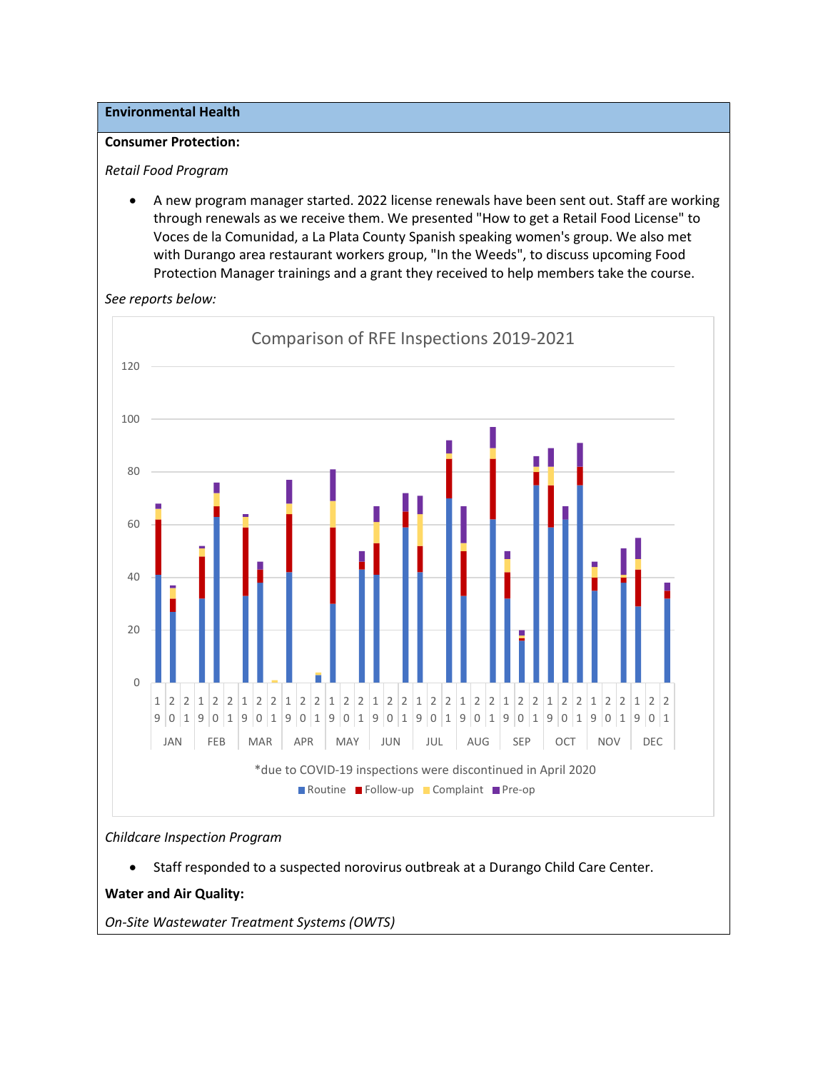## Environmental Health

**Consumer Protection:**

*Retail Food Program*

- A new program manager started. 2022 license renewals have been sent out. Staff are working through renewals as we receive them. We presented "How to get a Retail Food License" to Voces de la Comunidad, a La Plata County Spanish speaking women's group. We also met with Durango area restaurant workers group, "In the Weeds", to discuss upcoming Food Protection Manager trainings and a grant they received to help members take the course.

*See reports below:*

Comparison of RFE Inspections 2019-2021

*due to COVID-19 inspections were discontinued in April 2020

Routine | Follow-up | Complaint | Pre-op

*Childcare Inspection Program*

- Staff responded to a suspected norovirus outbreak at a Durango Child Care Center.

**Water and Air Quality:**

*On-Site Wastewater Treatment Systems (OWTS)*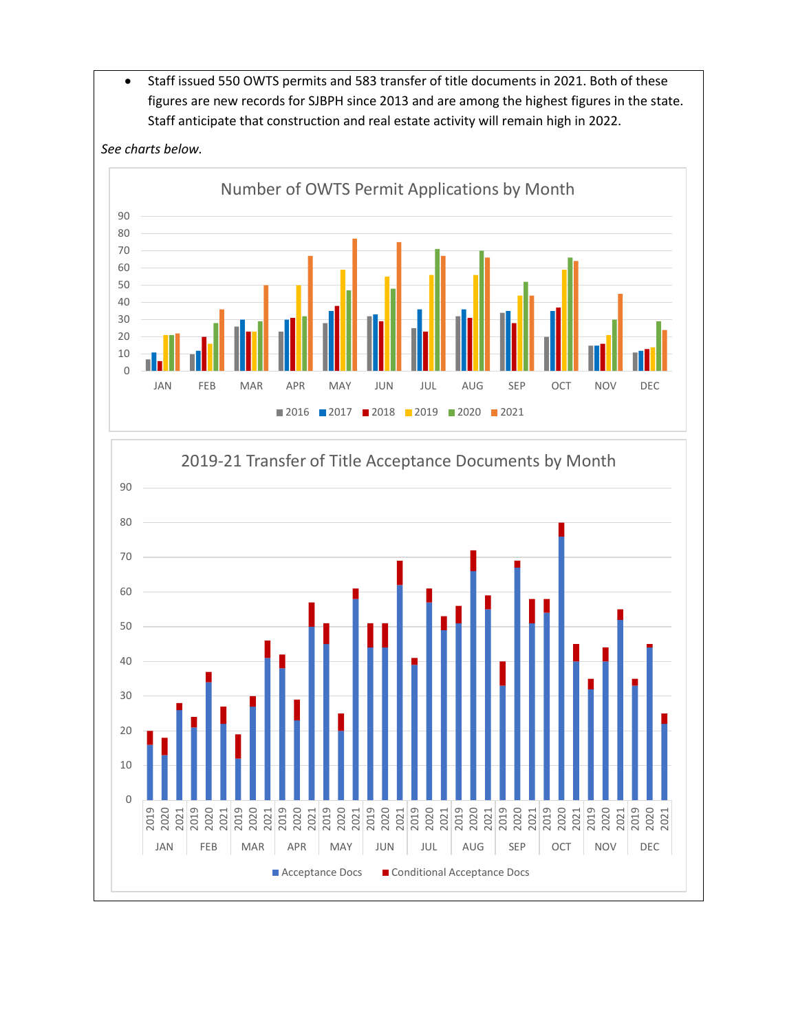- Staff issued 550 OWTS permits and 583 transfer of title documents in 2021. Both of these figures are new records for SJBPH since 2013 and are among the highest figures in the state. Staff anticipate that construction and real estate activity will remain high in 2022.

*See charts below.*

Number of OWTS Permit Applications by Month

2019-21 Transfer of Title Acceptance Documents by Month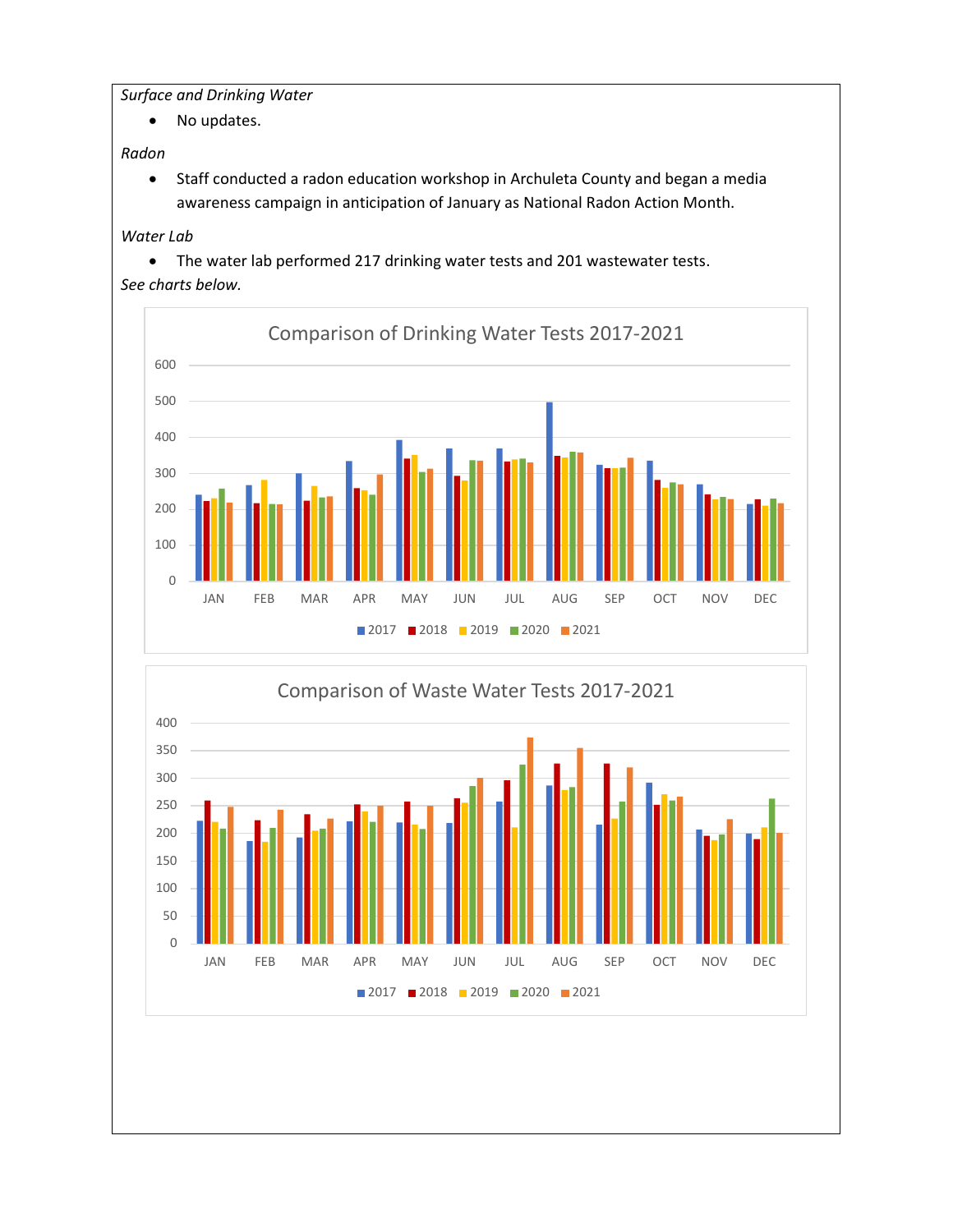*Surface and Drinking Water*

- No updates.

*Radon*

- Staff conducted a radon education workshop in Archuleta County and began a media awareness campaign in anticipation of January as National Radon Action Month.

*Water Lab*

- The water lab performed 217 drinking water tests and 201 wastewater tests.

*See charts below.*

Comparison of Drinking Water Tests 2017-2021

Comparison of Waste Water Tests 2017-2021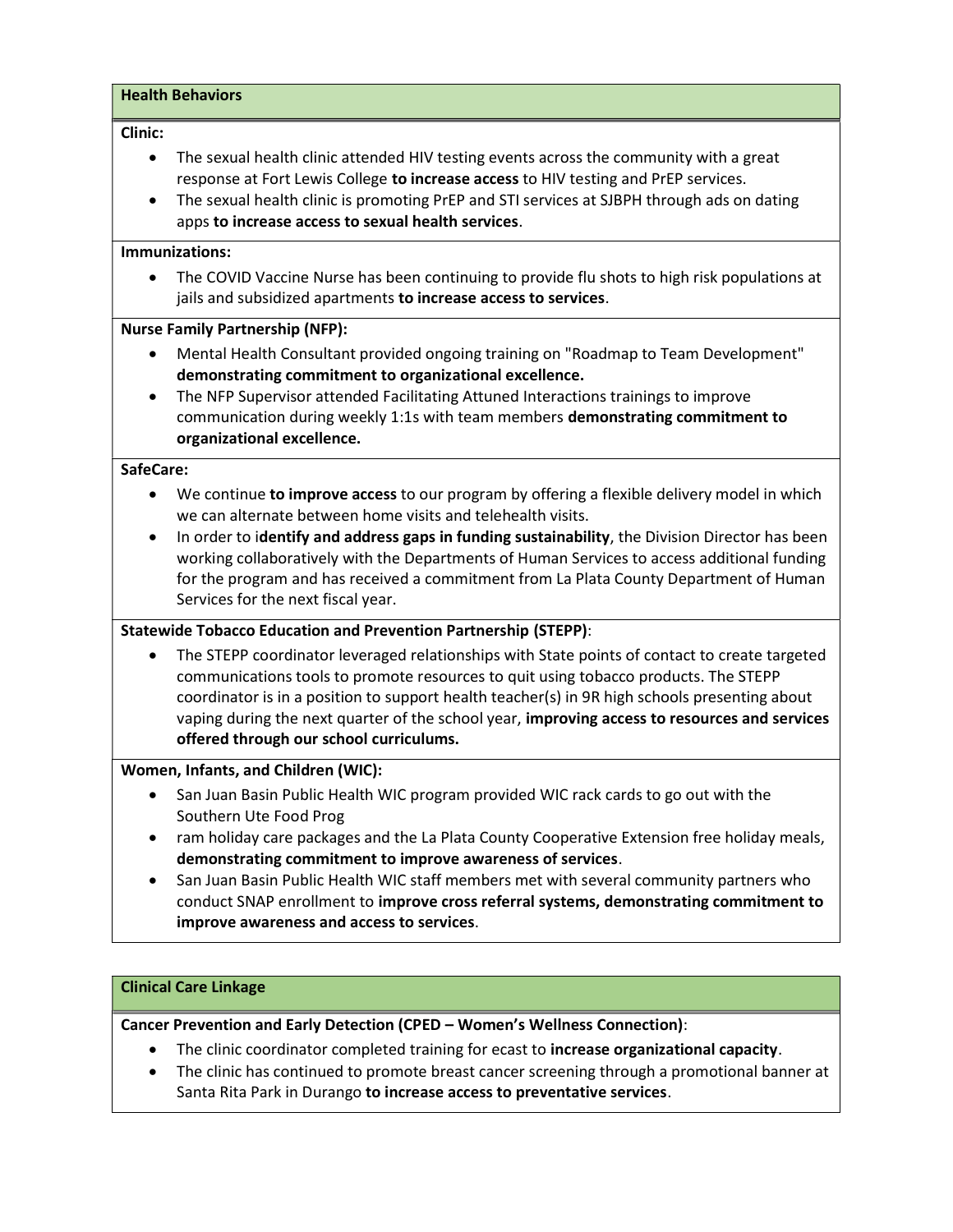## Health Behaviors

**Clinic:**

- The sexual health clinic attended HIV testing events across the community with a great response at Fort Lewis College **to increase access** to HIV testing and PrEP services.
- The sexual health clinic is promoting PrEP and STI services at SJBPH through ads on dating apps **to increase access to sexual health services**.

**Immunizations:**

- The COVID Vaccine Nurse has been continuing to provide flu shots to high risk populations at jails and subsidized apartments **to increase access to services**.

**Nurse Family Partnership (NFP):**

- Mental Health Consultant provided ongoing training on "Roadmap to Team Development" **demonstrating commitment to organizational excellence.**
- The NFP Supervisor attended Facilitating Attuned Interactions trainings to improve communication during weekly 1:1s with team members **demonstrating commitment to organizational excellence.**

**SafeCare:**

- We continue **to improve access** to our program by offering a flexible delivery model in which we can alternate between home visits and telehealth visits.
- In order to i**dentify and address gaps in funding sustainability**, the Division Director has been working collaboratively with the Departments of Human Services to access additional funding for the program and has received a commitment from La Plata County Department of Human Services for the next fiscal year.

**Statewide Tobacco Education and Prevention Partnership (STEPP)**:

- The STEPP coordinator leveraged relationships with State points of contact to create targeted communications tools to promote resources to quit using tobacco products. The STEPP coordinator is in a position to support health teacher(s) in 9R high schools presenting about vaping during the next quarter of the school year, **improving access to resources and services offered through our school curriculums.**

**Women, Infants, and Children (WIC):**

- San Juan Basin Public Health WIC program provided WIC rack cards to go out with the Southern Ute Food Prog
- ram holiday care packages and the La Plata County Cooperative Extension free holiday meals, **demonstrating commitment to improve awareness of services**.
- San Juan Basin Public Health WIC staff members met with several community partners who conduct SNAP enrollment to **improve cross referral systems, demonstrating commitment to improve awareness and access to services**.

## Clinical Care Linkage

**Cancer Prevention and Early Detection (CPED – Women's Wellness Connection)**:

- The clinic coordinator completed training for ecast to **increase organizational capacity**.
- The clinic has continued to promote breast cancer screening through a promotional banner at Santa Rita Park in Durango **to increase access to preventative services**.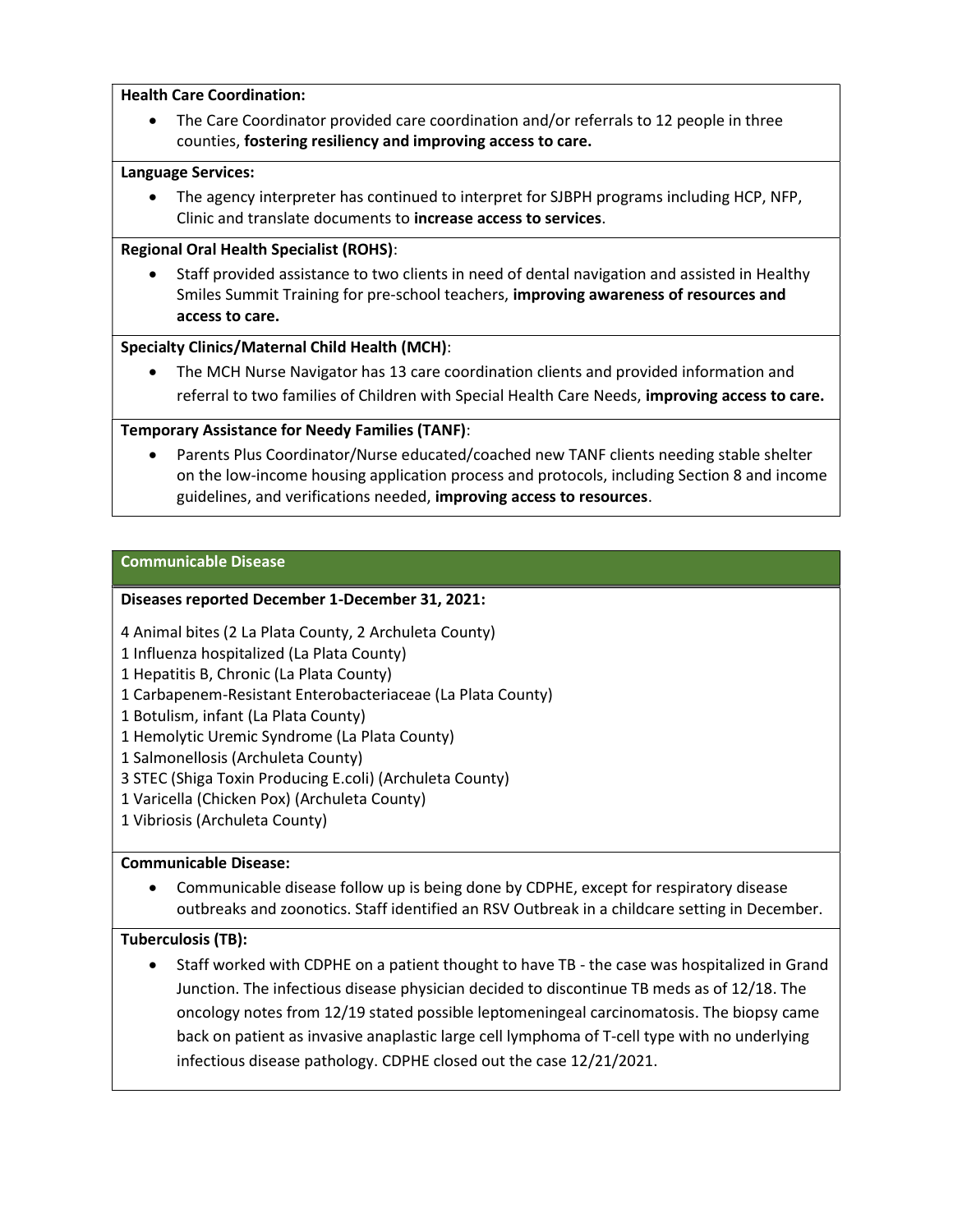**Health Care Coordination:**

- The Care Coordinator provided care coordination and/or referrals to 12 people in three counties, **fostering resiliency and improving access to care.**

**Language Services:**

- The agency interpreter has continued to interpret for SJBPH programs including HCP, NFP, Clinic and translate documents to **increase access to services**.

**Regional Oral Health Specialist (ROHS)**:

- Staff provided assistance to two clients in need of dental navigation and assisted in Healthy Smiles Summit Training for pre-school teachers, **improving awareness of resources and access to care.**

**Specialty Clinics/Maternal Child Health (MCH)**:

- The MCH Nurse Navigator has 13 care coordination clients and provided information and referral to two families of Children with Special Health Care Needs, **improving access to care.**

**Temporary Assistance for Needy Families (TANF)**:

- Parents Plus Coordinator/Nurse educated/coached new TANF clients needing stable shelter on the low-income housing application process and protocols, including Section 8 and income guidelines, and verifications needed, **improving access to resources**.

## Communicable Disease

**Diseases reported December 1-December 31, 2021:**

4 Animal bites (2 La Plata County, 2 Archuleta County)
1 Influenza hospitalized (La Plata County)
1 Hepatitis B, Chronic (La Plata County)
1 Carbapenem-Resistant Enterobacteriaceae (La Plata County)
1 Botulism, infant (La Plata County)
1 Hemolytic Uremic Syndrome (La Plata County)
1 Salmonellosis (Archuleta County)
3 STEC (Shiga Toxin Producing E.coli) (Archuleta County)
1 Varicella (Chicken Pox) (Archuleta County)
1 Vibriosis (Archuleta County)

**Communicable Disease:**

- Communicable disease follow up is being done by CDPHE, except for respiratory disease outbreaks and zoonotics. Staff identified an RSV Outbreak in a childcare setting in December.

**Tuberculosis (TB):**

- Staff worked with CDPHE on a patient thought to have TB - the case was hospitalized in Grand Junction. The infectious disease physician decided to discontinue TB meds as of 12/18. The oncology notes from 12/19 stated possible leptomeningeal carcinomatosis. The biopsy came back on patient as invasive anaplastic large cell lymphoma of T-cell type with no underlying infectious disease pathology. CDPHE closed out the case 12/21/2021.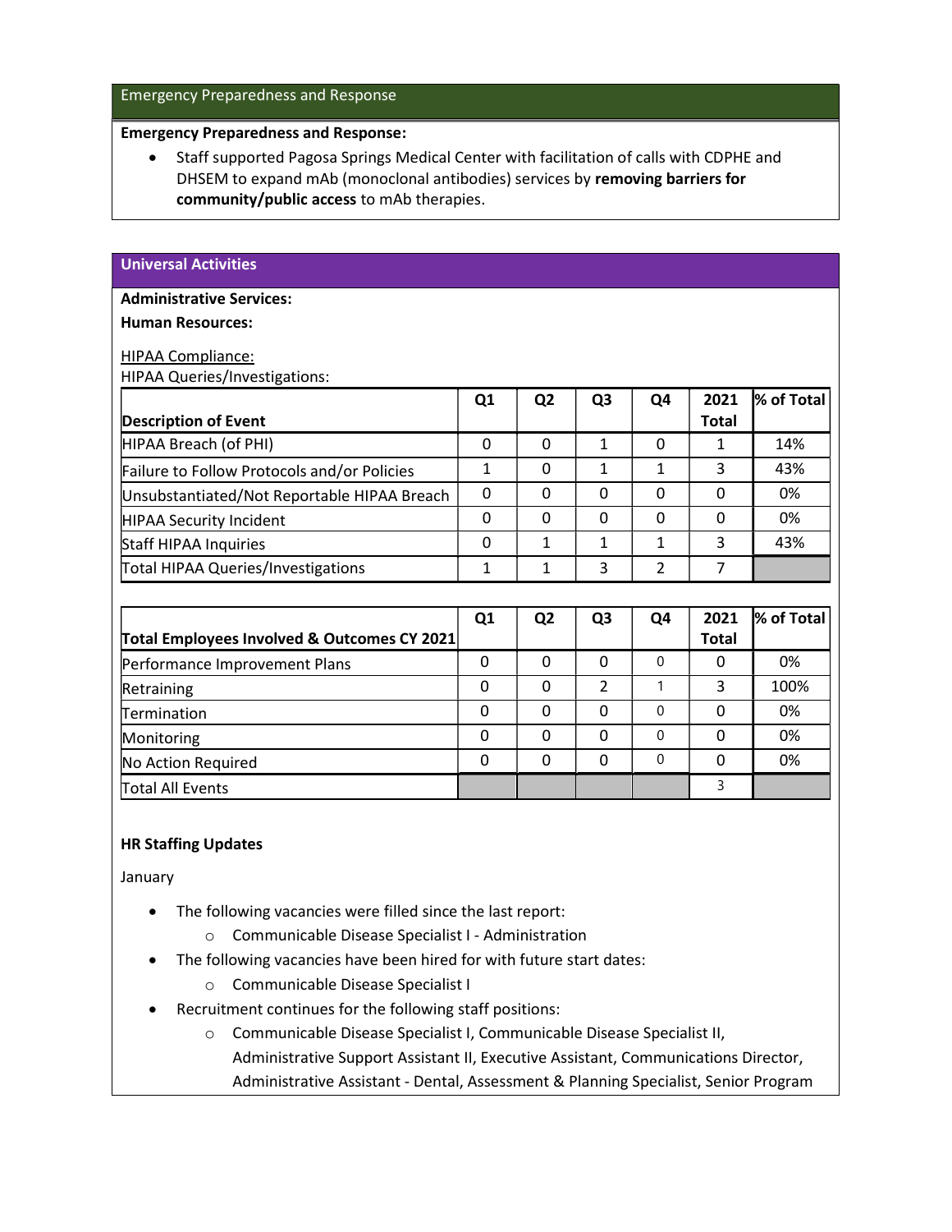## Emergency Preparedness and Response

**Emergency Preparedness and Response:**

- Staff supported Pagosa Springs Medical Center with facilitation of calls with CDPHE and DHSEM to expand mAb (monoclonal antibodies) services by **removing barriers for community/public access** to mAb therapies.

## Universal Activities

**Administrative Services:**

**Human Resources:**

HIPAA Compliance:

HIPAA Queries/Investigations:

| Description of Event | Q1 | Q2 | Q3 | Q4 | 2021 Total | % of Total |
|---|---|---|---|---|---|---|
| HIPAA Breach (of PHI) | 0 | 0 | 1 | 0 | 1 | 14% |
| Failure to Follow Protocols and/or Policies | 1 | 0 | 1 | 1 | 3 | 43% |
| Unsubstantiated/Not Reportable HIPAA Breach | 0 | 0 | 0 | 0 | 0 | 0% |
| HIPAA Security Incident | 0 | 0 | 0 | 0 | 0 | 0% |
| Staff HIPAA Inquiries | 0 | 1 | 1 | 1 | 3 | 43% |
| Total HIPAA Queries/Investigations | 1 | 1 | 3 | 2 | 7 | |

| Total Employees Involved & Outcomes CY 2021 | Q1 | Q2 | Q3 | Q4 | 2021 Total | % of Total |
|---|---|---|---|---|---|---|
| Performance Improvement Plans | 0 | 0 | 0 | 0 | 0 | 0% |
| Retraining | 0 | 0 | 2 | 1 | 3 | 100% |
| Termination | 0 | 0 | 0 | 0 | 0 | 0% |
| Monitoring | 0 | 0 | 0 | 0 | 0 | 0% |
| No Action Required | 0 | 0 | 0 | 0 | 0 | 0% |
| Total All Events | | | | | 3 | |

**HR Staffing Updates**

January

- The following vacancies were filled since the last report:
  - Communicable Disease Specialist I - Administration
- The following vacancies have been hired for with future start dates:
  - Communicable Disease Specialist I
- Recruitment continues for the following staff positions:
  - Communicable Disease Specialist I, Communicable Disease Specialist II, Administrative Support Assistant II, Executive Assistant, Communications Director, Administrative Assistant - Dental, Assessment & Planning Specialist, Senior Program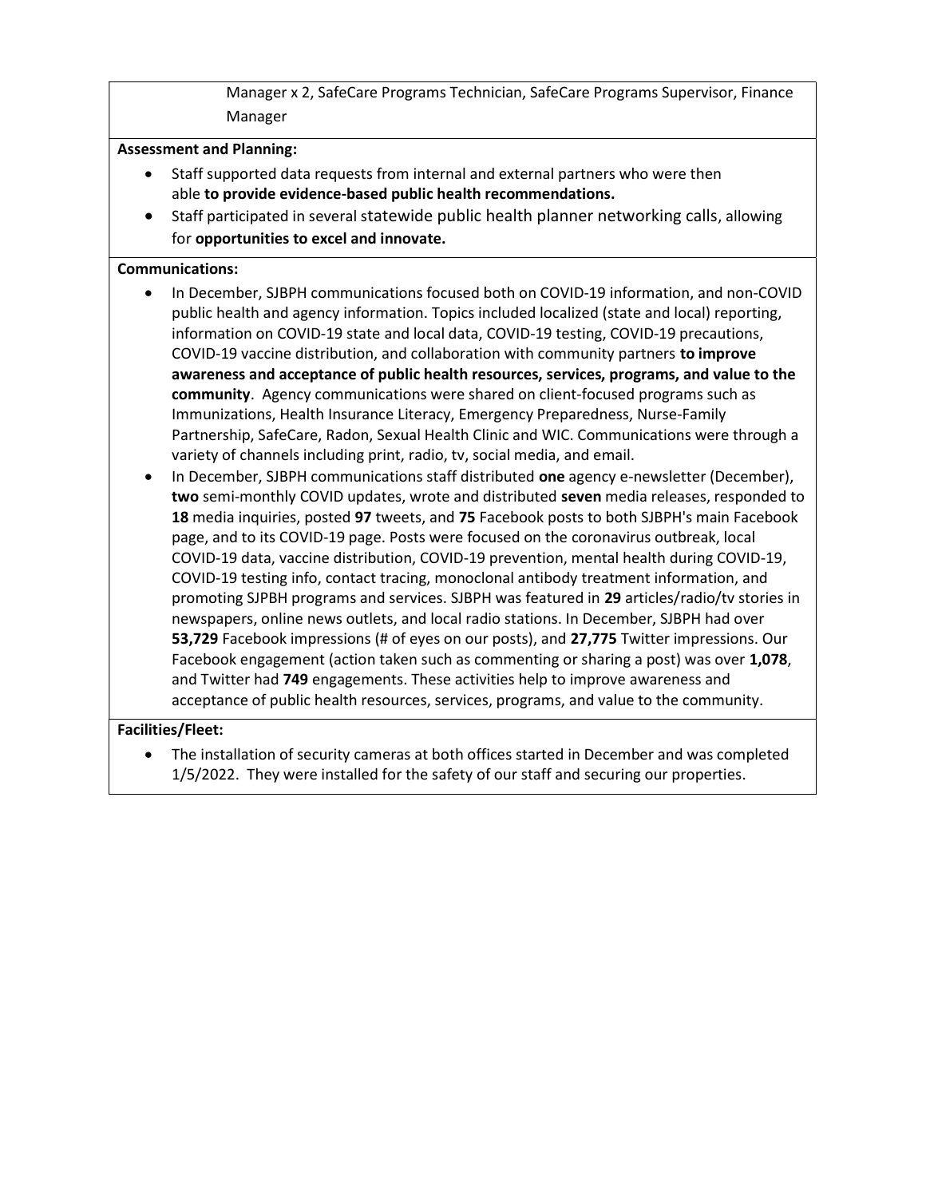Manager x 2, SafeCare Programs Technician, SafeCare Programs Supervisor, Finance Manager

**Assessment and Planning:**

- Staff supported data requests from internal and external partners who were then able **to provide evidence-based public health recommendations.**
- Staff participated in several statewide public health planner networking calls, allowing for **opportunities to excel and innovate.**

**Communications:**

- In December, SJBPH communications focused both on COVID-19 information, and non-COVID public health and agency information. Topics included localized (state and local) reporting, information on COVID-19 state and local data, COVID-19 testing, COVID-19 precautions, COVID-19 vaccine distribution, and collaboration with community partners **to improve awareness and acceptance of public health resources, services, programs, and value to the community**. Agency communications were shared on client-focused programs such as Immunizations, Health Insurance Literacy, Emergency Preparedness, Nurse-Family Partnership, SafeCare, Radon, Sexual Health Clinic and WIC. Communications were through a variety of channels including print, radio, tv, social media, and email.
- In December, SJBPH communications staff distributed **one** agency e-newsletter (December), **two** semi-monthly COVID updates, wrote and distributed **seven** media releases, responded to **18** media inquiries, posted **97** tweets, and **75** Facebook posts to both SJBPH's main Facebook page, and to its COVID-19 page. Posts were focused on the coronavirus outbreak, local COVID-19 data, vaccine distribution, COVID-19 prevention, mental health during COVID-19, COVID-19 testing info, contact tracing, monoclonal antibody treatment information, and promoting SJPBH programs and services. SJBPH was featured in **29** articles/radio/tv stories in newspapers, online news outlets, and local radio stations. In December, SJBPH had over **53,729** Facebook impressions (# of eyes on our posts), and **27,775** Twitter impressions. Our Facebook engagement (action taken such as commenting or sharing a post) was over **1,078**, and Twitter had **749** engagements. These activities help to improve awareness and acceptance of public health resources, services, programs, and value to the community.

**Facilities/Fleet:**

- The installation of security cameras at both offices started in December and was completed 1/5/2022. They were installed for the safety of our staff and securing our properties.